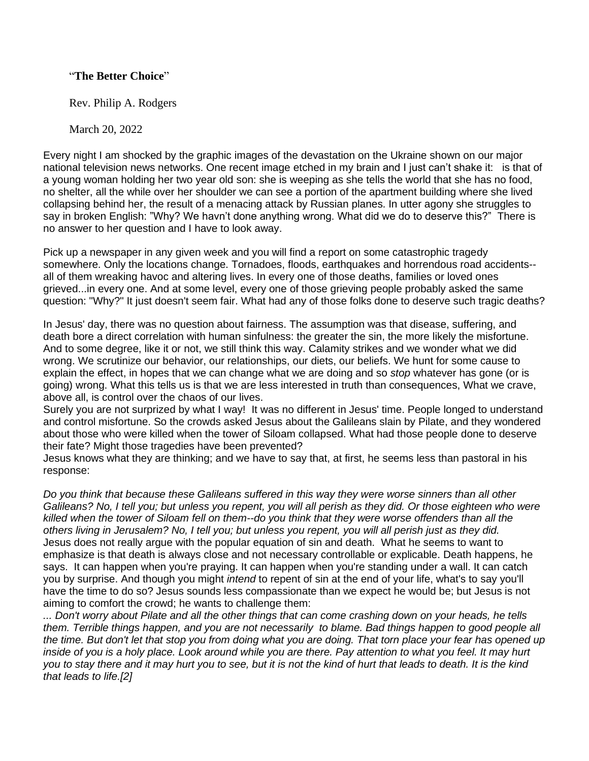"**The Better Choice**"

Rev. Philip A. Rodgers

March 20, 2022

Every night I am shocked by the graphic images of the devastation on the Ukraine shown on our major national television news networks. One recent image etched in my brain and I just can't shake it: is that of a young woman holding her two year old son: she is weeping as she tells the world that she has no food, no shelter, all the while over her shoulder we can see a portion of the apartment building where she lived collapsing behind her, the result of a menacing attack by Russian planes. In utter agony she struggles to say in broken English: "Why? We havn't done anything wrong. What did we do to deserve this?" There is no answer to her question and I have to look away.

Pick up a newspaper in any given week and you will find a report on some catastrophic tragedy somewhere. Only the locations change. Tornadoes, floods, earthquakes and horrendous road accidents--all of them wreaking havoc and altering lives. In every one of those deaths, families or loved ones grieved...in every one. And at some level, every one of those grieving people probably asked the same question: "Why?" It just doesn't seem fair. What had any of those folks done to deserve such tragic deaths?

In Jesus' day, there was no question about fairness. The assumption was that disease, suffering, and death bore a direct correlation with human sinfulness: the greater the sin, the more likely the misfortune. And to some degree, like it or not, we still think this way. Calamity strikes and we wonder what we did wrong. We scrutinize our behavior, our relationships, our diets, our beliefs. We hunt for some cause to explain the effect, in hopes that we can change what we are doing and so *stop* whatever has gone (or is going) wrong. What this tells us is that we are less interested in truth than consequences, What we crave, above all, is control over the chaos of our lives.

Surely you are not surprized by what I way! It was no different in Jesus' time. People longed to understand and control misfortune. So the crowds asked Jesus about the Galileans slain by Pilate, and they wondered about those who were killed when the tower of Siloam collapsed. What had those people done to deserve their fate? Might those tragedies have been prevented?

Jesus knows what they are thinking; and we have to say that, at first, he seems less than pastoral in his response:

*Do you think that because these Galileans suffered in this way they were worse sinners than all other Galileans? No, I tell you; but unless you repent, you will all perish as they did. Or those eighteen who were killed when the tower of Siloam fell on them--do you think that they were worse offenders than all the others living in Jerusalem? No, I tell you; but unless you repent, you will all perish just as they did.*

Jesus does not really argue with the popular equation of sin and death. What he seems to want to emphasize is that death is always close and not necessary controllable or explicable. Death happens, he says. It can happen when you're praying. It can happen when you're standing under a wall. It can catch you by surprise. And though you might *intend* to repent of sin at the end of your life, what's to say you'll have the time to do so? Jesus sounds less compassionate than we expect he would be; but Jesus is not aiming to comfort the crowd; he wants to challenge them:

*... Don't worry about Pilate and all the other things that can come crashing down on your heads, he tells them. Terrible things happen, and you are not necessarily to blame. Bad things happen to good people all the time. But don't let that stop you from doing what you are doing. That torn place your fear has opened up inside of you is a holy place. Look around while you are there. Pay attention to what you feel. It may hurt you to stay there and it may hurt you to see, but it is not the kind of hurt that leads to death. It is the kind that leads to life.[2]*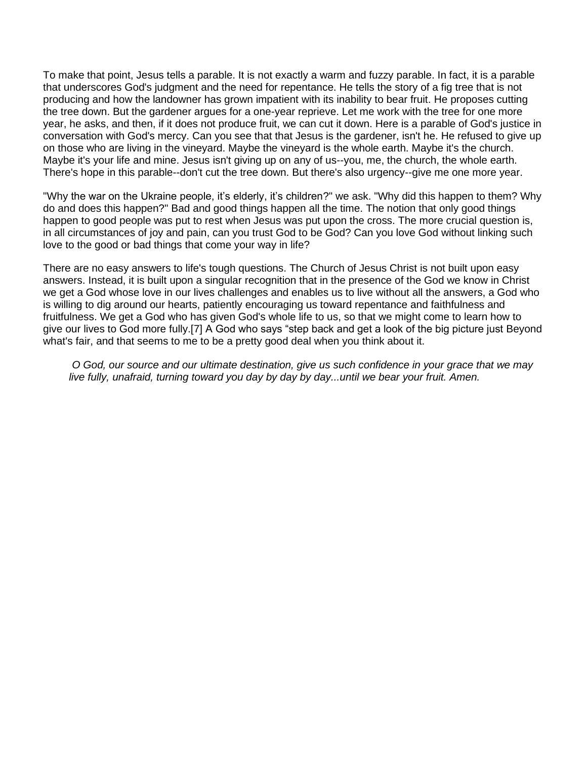To make that point, Jesus tells a parable. It is not exactly a warm and fuzzy parable. In fact, it is a parable that underscores God's judgment and the need for repentance. He tells the story of a fig tree that is not producing and how the landowner has grown impatient with its inability to bear fruit. He proposes cutting the tree down. But the gardener argues for a one-year reprieve. Let me work with the tree for one more year, he asks, and then, if it does not produce fruit, we can cut it down. Here is a parable of God's justice in conversation with God's mercy. Can you see that that Jesus is the gardener, isn't he. He refused to give up on those who are living in the vineyard. Maybe the vineyard is the whole earth. Maybe it's the church. Maybe it's your life and mine. Jesus isn't giving up on any of us--you, me, the church, the whole earth. There's hope in this parable--don't cut the tree down. But there's also urgency--give me one more year.

"Why the war on the Ukraine people, it's elderly, it's children?" we ask. "Why did this happen to them? Why do and does this happen?" Bad and good things happen all the time. The notion that only good things happen to good people was put to rest when Jesus was put upon the cross. The more crucial question is, in all circumstances of joy and pain, can you trust God to be God? Can you love God without linking such love to the good or bad things that come your way in life?

There are no easy answers to life's tough questions. The Church of Jesus Christ is not built upon easy answers. Instead, it is built upon a singular recognition that in the presence of the God we know in Christ we get a God whose love in our lives challenges and enables us to live without all the answers, a God who is willing to dig around our hearts, patiently encouraging us toward repentance and faithfulness and fruitfulness. We get a God who has given God's whole life to us, so that we might come to learn how to give our lives to God more fully.[7] A God who says "step back and get a look of the big picture just Beyond what's fair, and that seems to me to be a pretty good deal when you think about it.

> *O God, our source and our ultimate destination, give us such confidence in your grace that we may live fully, unafraid, turning toward you day by day by day...until we bear your fruit. Amen.*